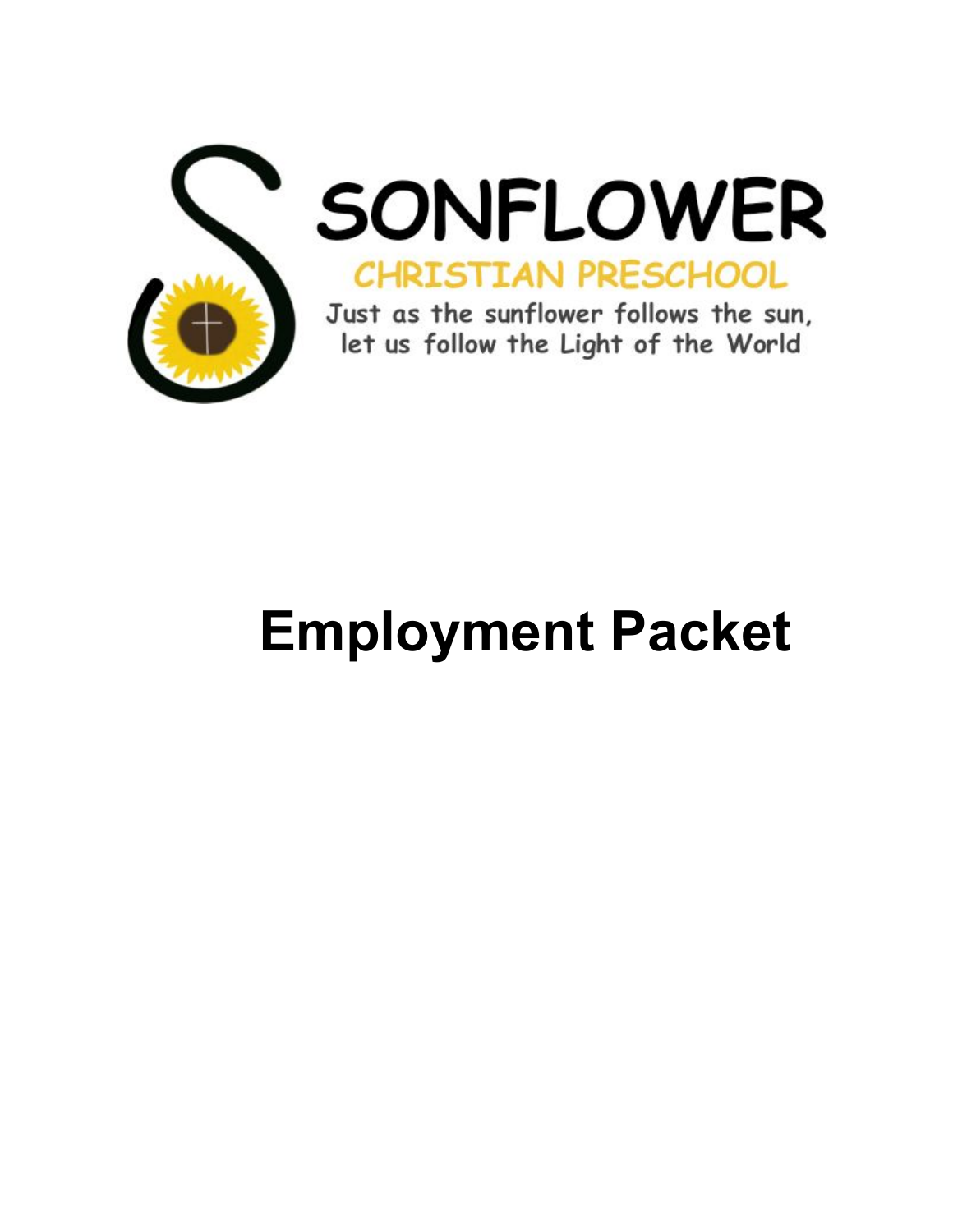# SONFLOWER

## CHRISTIAN PRESCHOOL

Just as the sunflower follows the sun, let us follow the Light of the World

# Employment Packet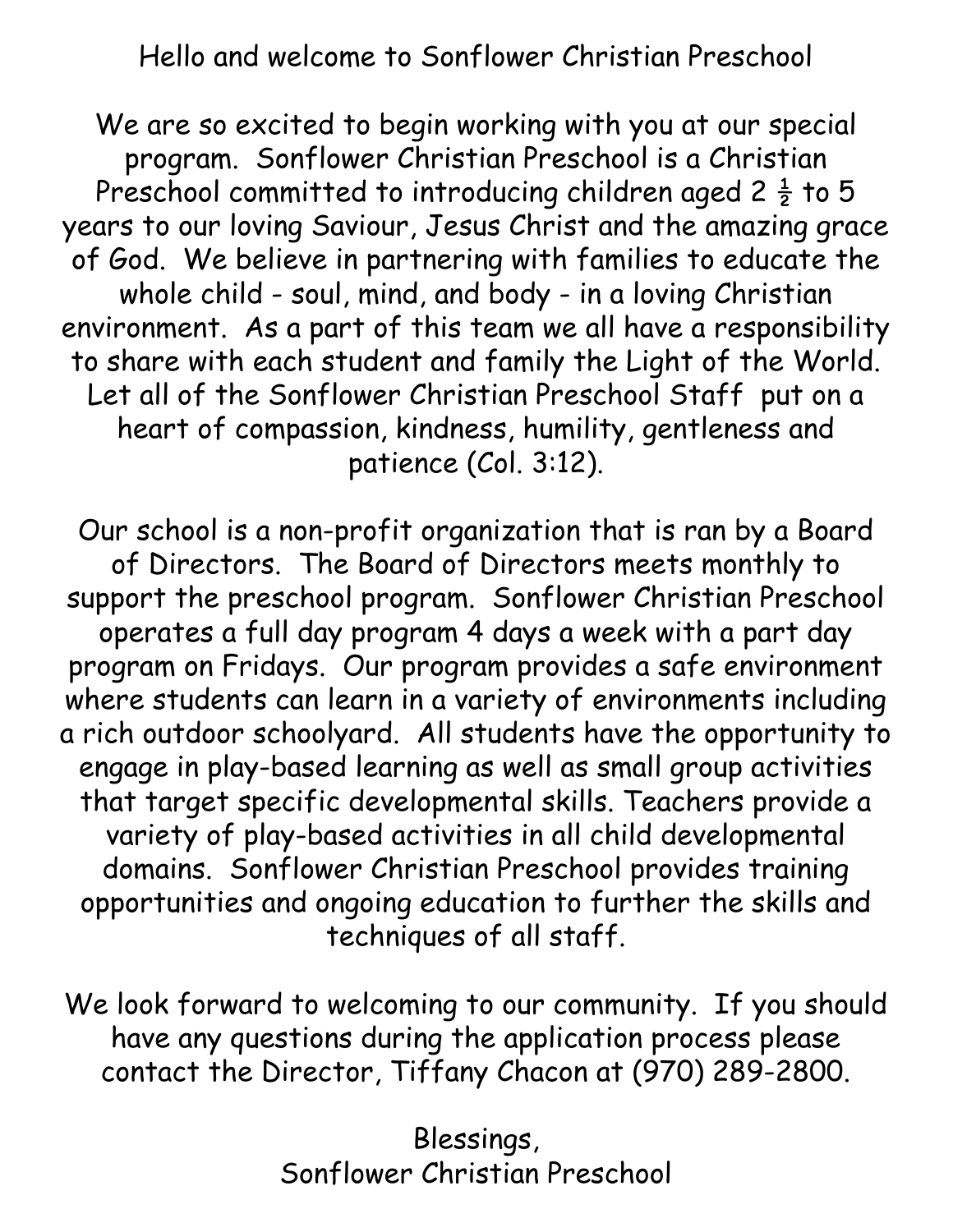Hello and welcome to Sonflower Christian Preschool

We are so excited to begin working with you at our special program. Sonflower Christian Preschool is a Christian Preschool committed to introducing children aged 2 ½ to 5 years to our loving Saviour, Jesus Christ and the amazing grace of God. We believe in partnering with families to educate the whole child - soul, mind, and body - in a loving Christian environment. As a part of this team we all have a responsibility to share with each student and family the Light of the World. Let all of the Sonflower Christian Preschool Staff put on a heart of compassion, kindness, humility, gentleness and patience (Col. 3:12).

Our school is a non-profit organization that is ran by a Board of Directors. The Board of Directors meets monthly to support the preschool program. Sonflower Christian Preschool operates a full day program 4 days a week with a part day program on Fridays. Our program provides a safe environment where students can learn in a variety of environments including a rich outdoor schoolyard. All students have the opportunity to engage in play-based learning as well as small group activities that target specific developmental skills. Teachers provide a variety of play-based activities in all child developmental domains. Sonflower Christian Preschool provides training opportunities and ongoing education to further the skills and techniques of all staff.

We look forward to welcoming to our community. If you should have any questions during the application process please contact the Director, Tiffany Chacon at (970) 289-2800.

Blessings,
Sonflower Christian Preschool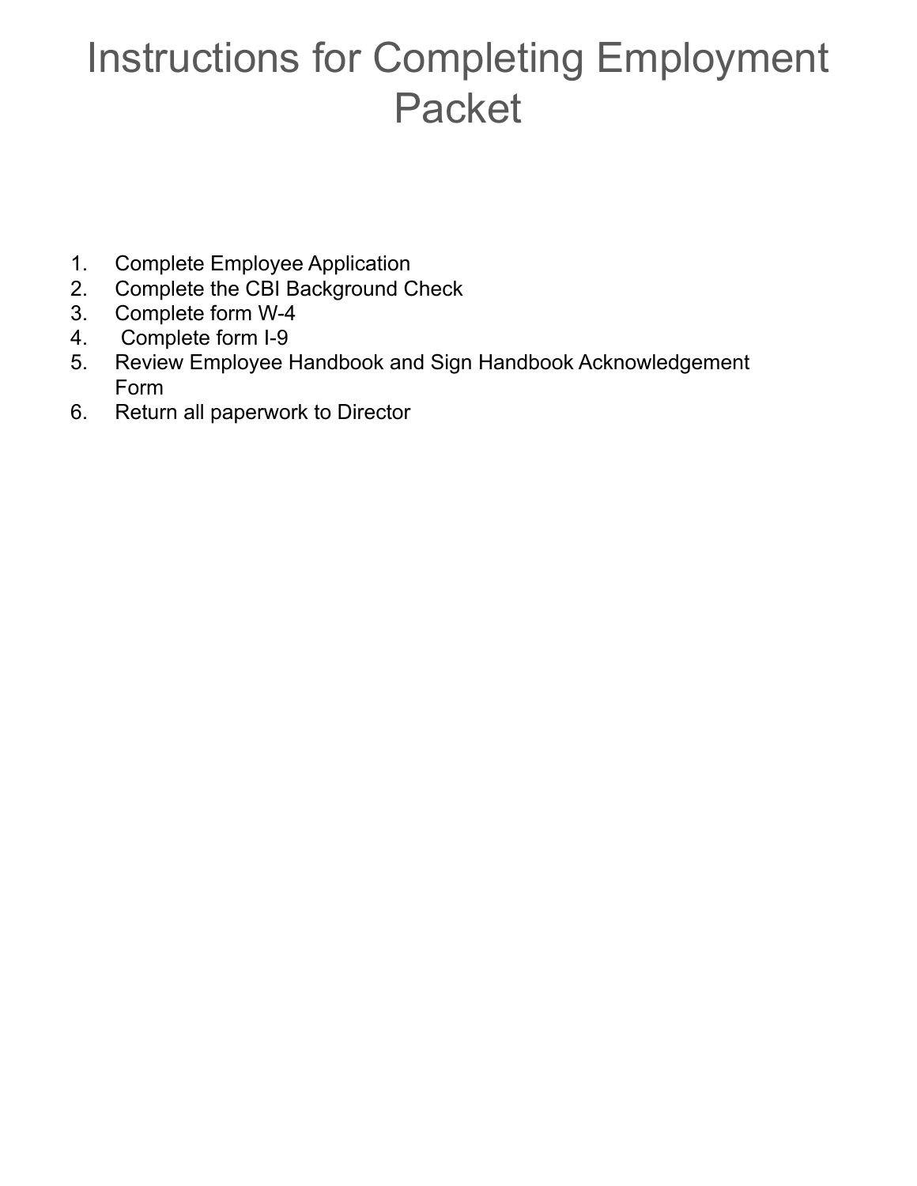# Instructions for Completing Employment Packet

1. Complete Employee Application
2. Complete the CBI Background Check
3. Complete form W-4
4. Complete form I-9
5. Review Employee Handbook and Sign Handbook Acknowledgement Form
6. Return all paperwork to Director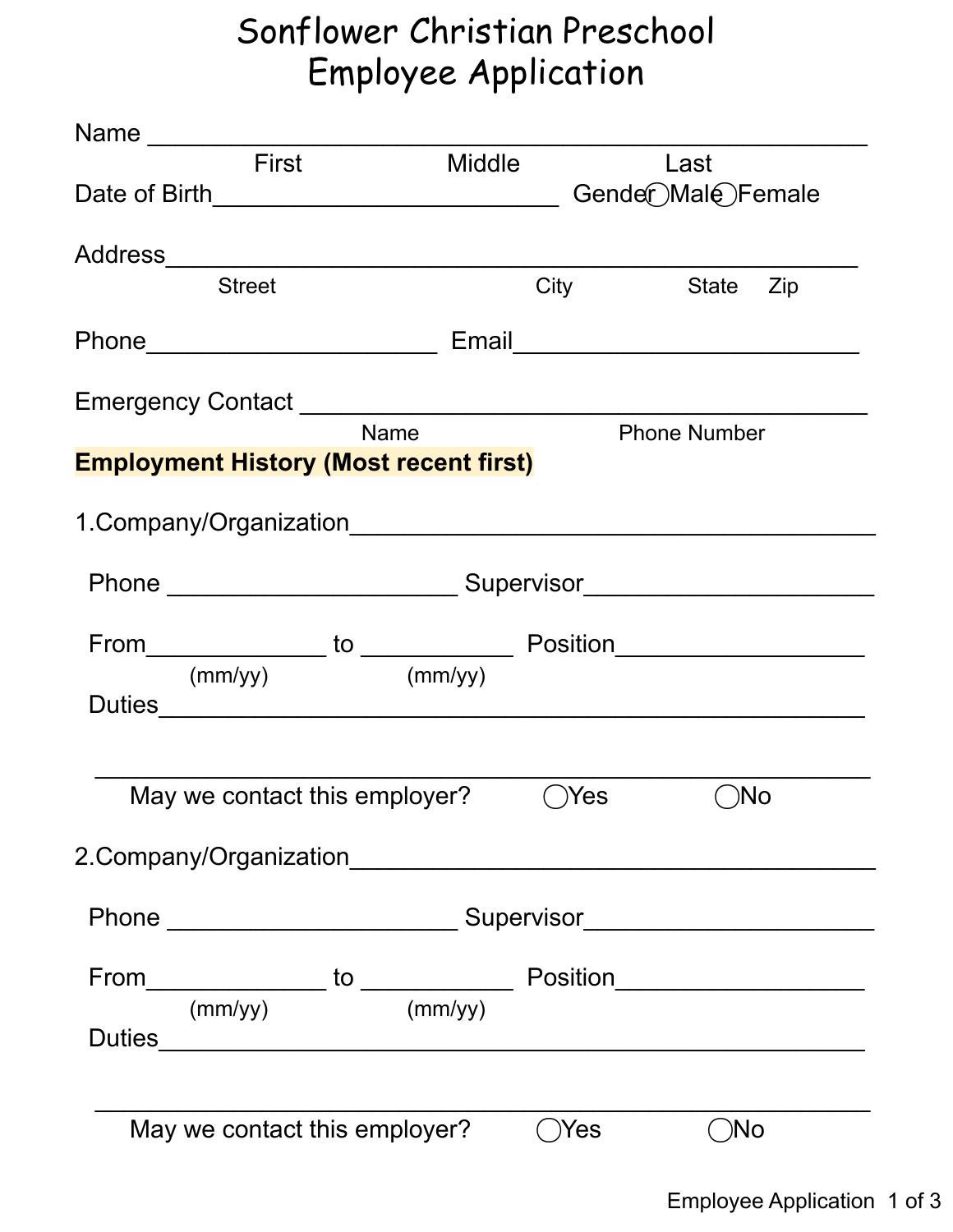# Sonflower Christian Preschool
# Employee Application

Name ______________________________________________
First Middle Last

Date of Birth __________________________ Gender ◯ Male ◯ Female

Address ______________________________________________
Street City State Zip

Phone ______________________ Email __________________________

Emergency Contact ___________________________________________
Name Phone Number

**Employment History (Most recent first)**

1.Company/Organization _______________________________________

Phone ______________________ Supervisor ______________________

From ______________ to ____________ Position ___________________
(mm/yy) (mm/yy)

Duties _________________________________________________________

________________________________________________________________

May we contact this employer? ◯ Yes ◯ No

2.Company/Organization _______________________________________

Phone ______________________ Supervisor ______________________

From ______________ to ____________ Position ___________________
(mm/yy) (mm/yy)

Duties _________________________________________________________

________________________________________________________________

May we contact this employer? ◯ Yes ◯ No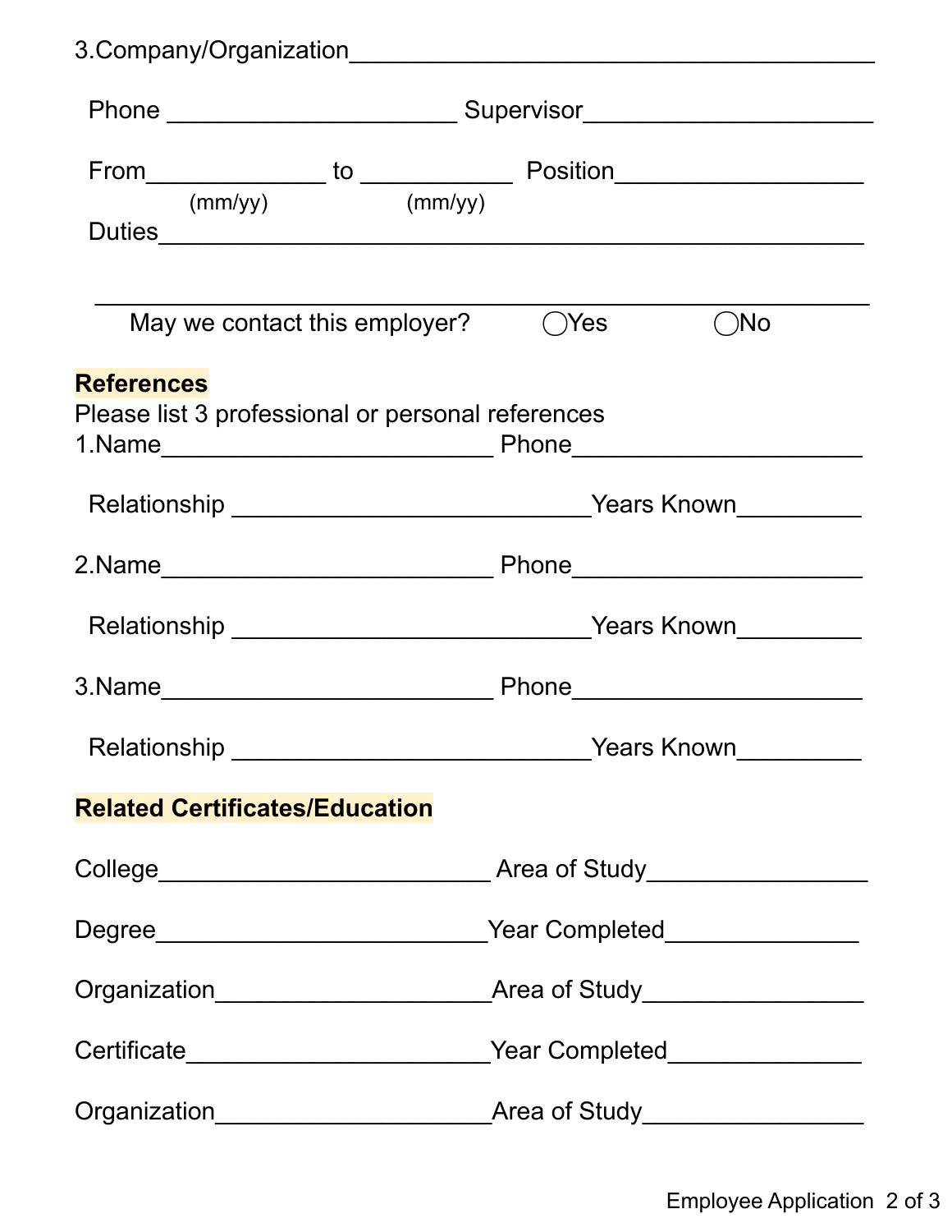3.Company/Organization________________________________________

Phone ______________________ Supervisor______________________

From______________ to ____________ Position__________________
(mm/yy) (mm/yy)

Duties____________________________________________________

__________________________________________________________

May we contact this employer? ◯Yes ◯No

**References**

Please list 3 professional or personal references

1.Name__________________________ Phone______________________

Relationship ____________________________Years Known__________

2.Name__________________________ Phone______________________

Relationship ____________________________Years Known__________

3.Name__________________________ Phone______________________

Relationship ____________________________Years Known__________

**Related Certificates/Education**

College__________________________ Area of Study_________________

Degree__________________________Year Completed_______________

Organization____________________Area of Study_________________

Certificate_______________________Year Completed_______________

Organization____________________Area of Study_________________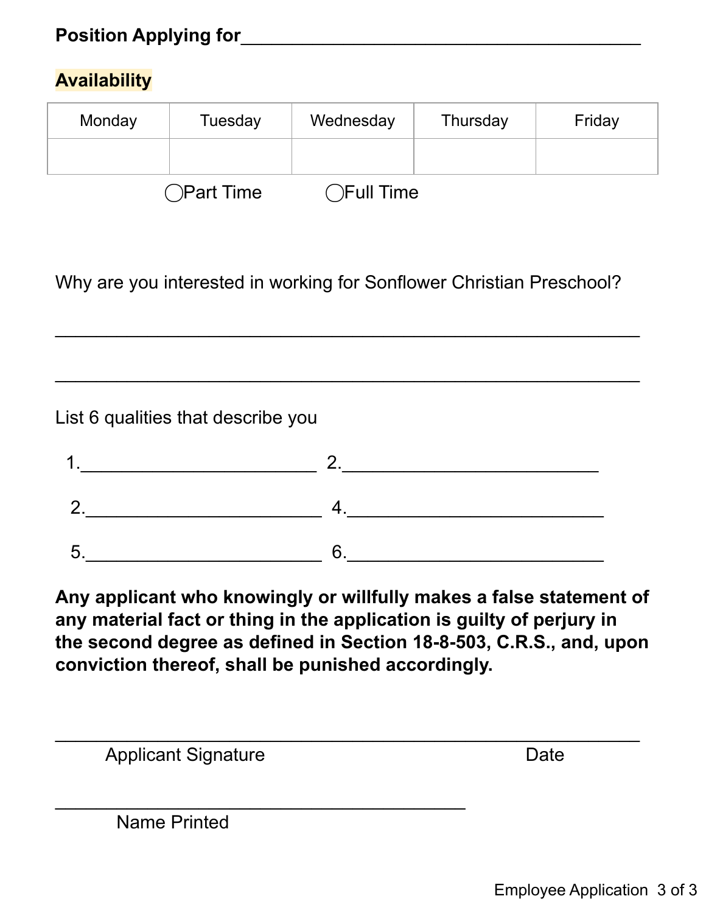**Position Applying for**________________________________________

**Availability**

| Monday | Tuesday | Wednesday | Thursday | Friday |
|---|---|---|---|---|
| | | | | |

◯Part Time ◯Full Time

Why are you interested in working for Sonflower Christian Preschool?

____________________________________________________________

____________________________________________________________

List 6 qualities that describe you

1.________________________ 2.__________________________

2.________________________ 4.__________________________

5.________________________ 6.__________________________

**Any applicant who knowingly or willfully makes a false statement of any material fact or thing in the application is guilty of perjury in the second degree as defined in Section 18-8-503, C.R.S., and, upon conviction thereof, shall be punished accordingly.**

____________________________________________________________
Applicant Signature Date

________________________________________
Name Printed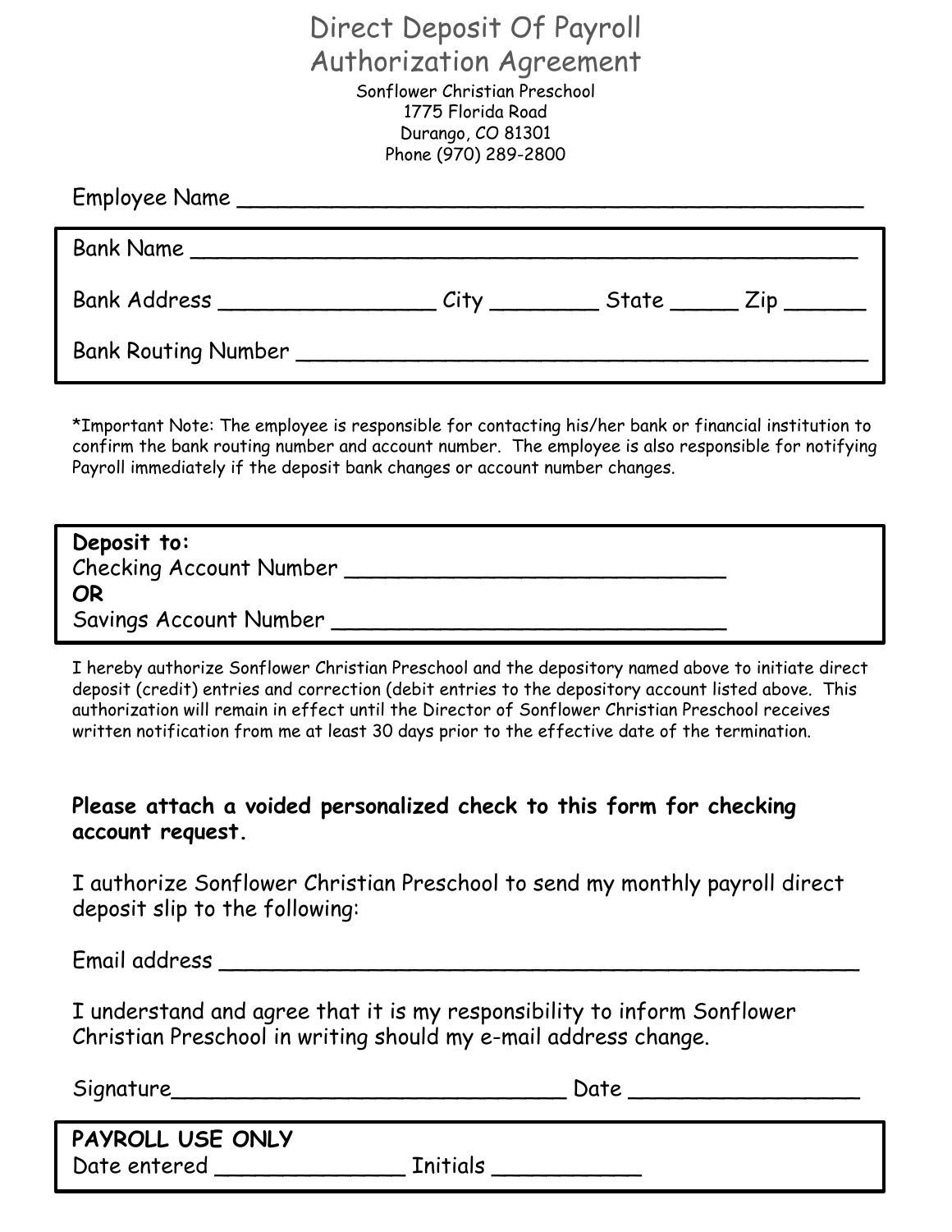# Direct Deposit Of Payroll Authorization Agreement

Sonflower Christian Preschool
1775 Florida Road
Durango, CO 81301
Phone (970) 289-2800

Employee Name ______________________________________________

Bank Name ________________________________________________

Bank Address ________________ City ________ State _____ Zip ______

Bank Routing Number ___________________________________________

*Important Note: The employee is responsible for contacting his/her bank or financial institution to confirm the bank routing number and account number. The employee is also responsible for notifying Payroll immediately if the deposit bank changes or account number changes.

**Deposit to:**
Checking Account Number ____________________________
**OR**
Savings Account Number _____________________________

I hereby authorize Sonflower Christian Preschool and the depository named above to initiate direct deposit (credit) entries and correction (debit entries to the depository account listed above. This authorization will remain in effect until the Director of Sonflower Christian Preschool receives written notification from me at least 30 days prior to the effective date of the termination.

**Please attach a voided personalized check to this form for checking account request.**

I authorize Sonflower Christian Preschool to send my monthly payroll direct deposit slip to the following:

Email address _______________________________________________

I understand and agree that it is my responsibility to inform Sonflower Christian Preschool in writing should my e-mail address change.

Signature_____________________________ Date _________________

**PAYROLL USE ONLY**
Date entered ______________ Initials ___________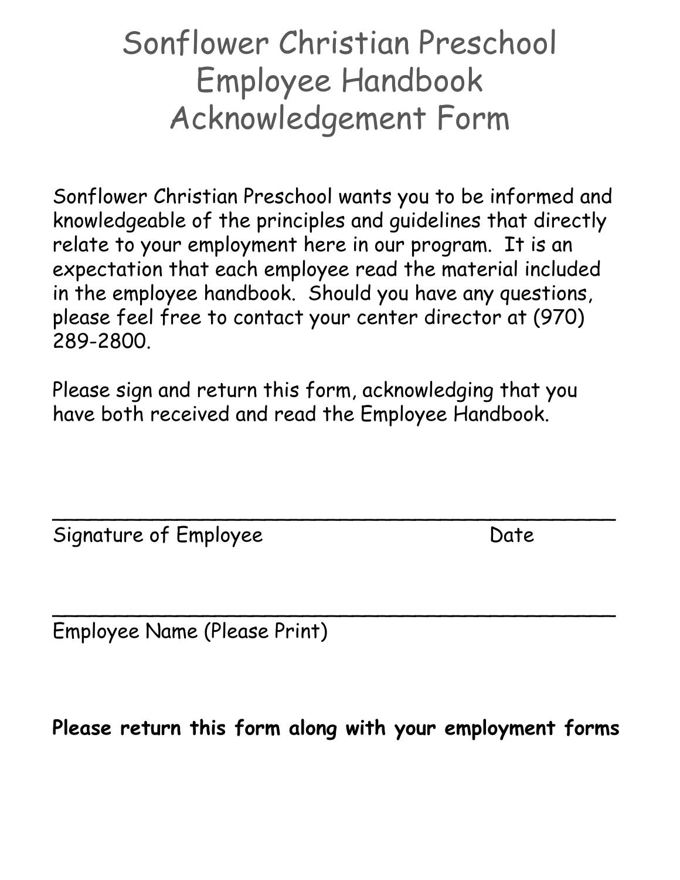# Sonflower Christian Preschool Employee Handbook Acknowledgement Form

Sonflower Christian Preschool wants you to be informed and knowledgeable of the principles and guidelines that directly relate to your employment here in our program. It is an expectation that each employee read the material included in the employee handbook. Should you have any questions, please feel free to contact your center director at (970) 289-2800.

Please sign and return this form, acknowledging that you have both received and read the Employee Handbook.

_______________________________________________

Signature of Employee                                                    Date

_______________________________________________

Employee Name (Please Print)

**Please return this form along with your employment forms**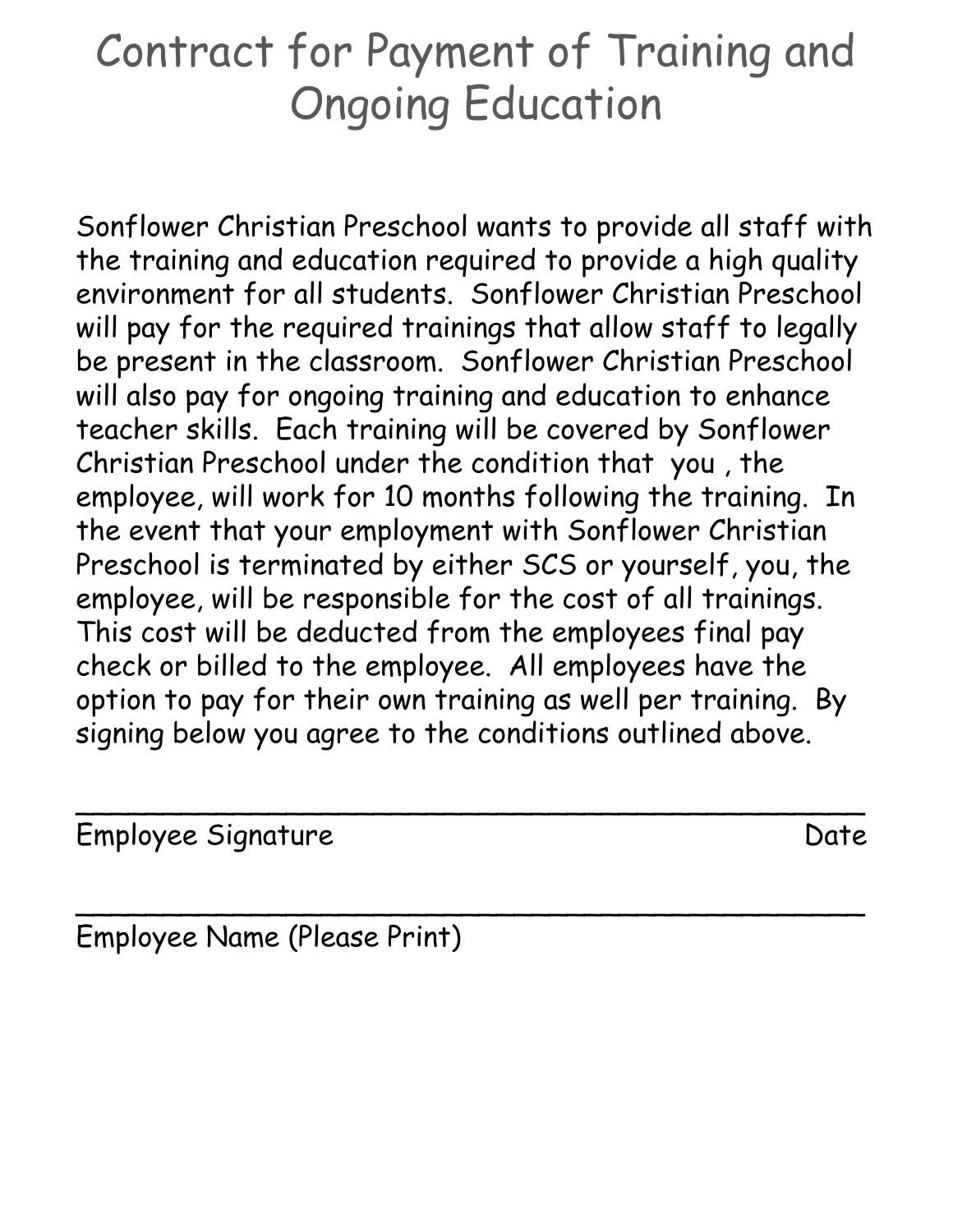# Contract for Payment of Training and Ongoing Education

Sonflower Christian Preschool wants to provide all staff with the training and education required to provide a high quality environment for all students. Sonflower Christian Preschool will pay for the required trainings that allow staff to legally be present in the classroom. Sonflower Christian Preschool will also pay for ongoing training and education to enhance teacher skills. Each training will be covered by Sonflower Christian Preschool under the condition that you , the employee, will work for 10 months following the training. In the event that your employment with Sonflower Christian Preschool is terminated by either SCS or yourself, you, the employee, will be responsible for the cost of all trainings. This cost will be deducted from the employees final pay check or billed to the employee. All employees have the option to pay for their own training as well per training. By signing below you agree to the conditions outlined above.

___________________________________________

Employee Signature                                                        Date

___________________________________________

Employee Name (Please Print)